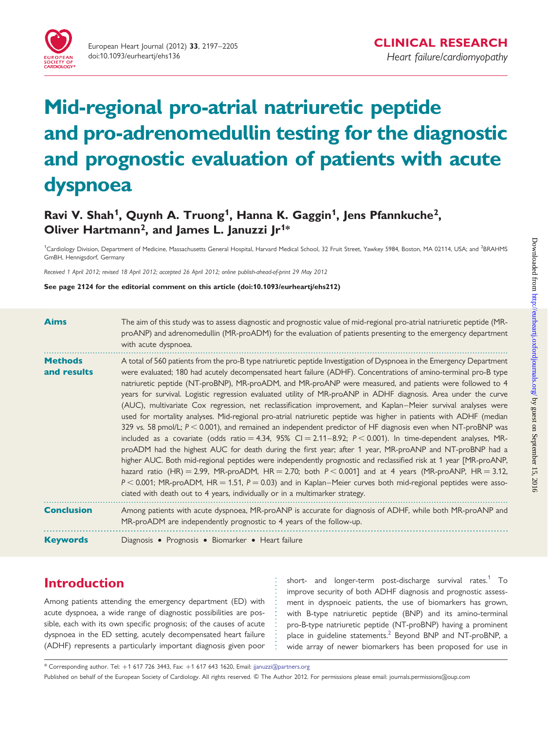# Mid-regional pro-atrial natriuretic peptide and pro-adrenomedullin testing for the diagnostic and prognostic evaluation of patients with acute dyspnoea

**Ravi V. Shah[1], Quynh A. Truong[1], Hanna K. Gaggin[1], Jens Pfannkuche[2], Oliver Hartmann[2], and James L. Januzzi Jr[1]***

[1]Cardiology Division, Department of Medicine, Massachusetts General Hospital, Harvard Medical School, 32 Fruit Street, Yawkey 5984, Boston, MA 02114, USA; and [2]BRAHMS GmbH, Hennigsdorf, Germany

Received 1 April 2012; revised 18 April 2012; accepted 26 April 2012; online publish-ahead-of-print 29 May 2012

**See page 2124 for the editorial comment on this article (doi:10.1093/eurheartj/ehs212)**

**Aims**

The aim of this study was to assess diagnostic and prognostic value of mid-regional pro-atrial natriuretic peptide (MR-proANP) and adrenomedullin (MR-proADM) for the evaluation of patients presenting to the emergency department with acute dyspnoea.

**Methods and results**

A total of 560 patients from the pro-B type natriuretic peptide Investigation of Dyspnoea in the Emergency Department were evaluated; 180 had acutely decompensated heart failure (ADHF). Concentrations of amino-terminal pro-B type natriuretic peptide (NT-proBNP), MR-proADM, and MR-proANP were measured, and patients were followed to 4 years for survival. Logistic regression evaluated utility of MR-proANP in ADHF diagnosis. Area under the curve (AUC), multivariate Cox regression, net reclassification improvement, and Kaplan–Meier survival analyses were used for mortality analyses. Mid-regional pro-atrial natriuretic peptide was higher in patients with ADHF (median 329 vs. 58 pmol/L; $P < 0.001$), and remained an independent predictor of HF diagnosis even when NT-proBNP was included as a covariate (odds ratio = 4.34, 95% CI = 2.11–8.92; $P < 0.001$). In time-dependent analyses, MR-proADM had the highest AUC for death during the first year; after 1 year, MR-proANP and NT-proBNP had a higher AUC. Both mid-regional peptides were independently prognostic and reclassified risk at 1 year [MR-proANP, hazard ratio (HR) = 2.99, MR-proADM, HR = 2.70; both $P < 0.001$] and at 4 years (MR-proANP, HR = 3.12, $P < 0.001$; MR-proADM, HR = 1.51, $P = 0.03$) and in Kaplan–Meier curves both mid-regional peptides were associated with death out to 4 years, individually or in a multimarker strategy.

**Conclusion**

Among patients with acute dyspnoea, MR-proANP is accurate for diagnosis of ADHF, while both MR-proANP and MR-proADM are independently prognostic to 4 years of the follow-up.

**Keywords**

Diagnosis • Prognosis • Biomarker • Heart failure

## Introduction

Among patients attending the emergency department (ED) with acute dyspnoea, a wide range of diagnostic possibilities are possible, each with its own specific prognosis; of the causes of acute dyspnoea in the ED setting, acutely decompensated heart failure (ADHF) represents a particularly important diagnosis given poor short- and longer-term post-discharge survival rates.[1] To improve security of both ADHF diagnosis and prognostic assessment in dyspnoeic patients, the use of biomarkers has grown, with B-type natriuretic peptide (BNP) and its amino-terminal pro-B-type natriuretic peptide (NT-proBNP) having a prominent place in guideline statements.[2] Beyond BNP and NT-proBNP, a wide array of newer biomarkers has been proposed for use in

\* Corresponding author. Tel: +1 617 726 3443, Fax: +1 617 643 1620, Email: jjanuzzi@partners.org

Published on behalf of the European Society of Cardiology. All rights reserved. © The Author 2012. For permissions please email: journals.permissions@oup.com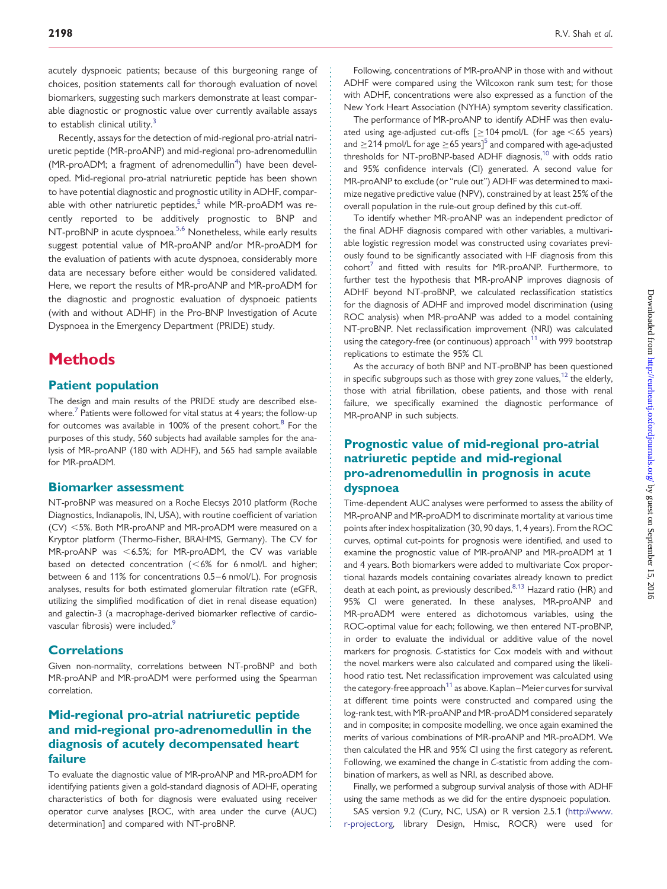acutely dyspnoeic patients; because of this burgeoning range of choices, position statements call for thorough evaluation of novel biomarkers, suggesting such markers demonstrate at least comparable diagnostic or prognostic value over currently available assays to establish clinical utility.[3]

Recently, assays for the detection of mid-regional pro-atrial natriuretic peptide (MR-proANP) and mid-regional pro-adrenomedullin (MR-proADM; a fragment of adrenomedullin[4]) have been developed. Mid-regional pro-atrial natriuretic peptide has been shown to have potential diagnostic and prognostic utility in ADHF, comparable with other natriuretic peptides,[5] while MR-proADM was recently reported to be additively prognostic to BNP and NT-proBNP in acute dyspnoea.[5,6] Nonetheless, while early results suggest potential value of MR-proANP and/or MR-proADM for the evaluation of patients with acute dyspnoea, considerably more data are necessary before either would be considered validated. Here, we report the results of MR-proANP and MR-proADM for the diagnostic and prognostic evaluation of dyspnoeic patients (with and without ADHF) in the Pro-BNP Investigation of Acute Dyspnoea in the Emergency Department (PRIDE) study.

# Methods

## Patient population

The design and main results of the PRIDE study are described elsewhere.[7] Patients were followed for vital status at 4 years; the follow-up for outcomes was available in 100% of the present cohort.[8] For the purposes of this study, 560 subjects had available samples for the analysis of MR-proANP (180 with ADHF), and 565 had sample available for MR-proADM.

## Biomarker assessment

NT-proBNP was measured on a Roche Elecsys 2010 platform (Roche Diagnostics, Indianapolis, IN, USA), with routine coefficient of variation (CV) <5%. Both MR-proANP and MR-proADM were measured on a Kryptor platform (Thermo-Fisher, BRAHMS, Germany). The CV for MR-proANP was <6.5%; for MR-proADM, the CV was variable based on detected concentration (<6% for 6 nmol/L and higher; between 6 and 11% for concentrations 0.5–6 nmol/L). For prognosis analyses, results for both estimated glomerular filtration rate (eGFR, utilizing the simplified modification of diet in renal disease equation) and galectin-3 (a macrophage-derived biomarker reflective of cardiovascular fibrosis) were included.[9]

## Correlations

Given non-normality, correlations between NT-proBNP and both MR-proANP and MR-proADM were performed using the Spearman correlation.

## Mid-regional pro-atrial natriuretic peptide and mid-regional pro-adrenomedullin in the diagnosis of acutely decompensated heart failure

To evaluate the diagnostic value of MR-proANP and MR-proADM for identifying patients given a gold-standard diagnosis of ADHF, operating characteristics of both for diagnosis were evaluated using receiver operator curve analyses [ROC, with area under the curve (AUC) determination] and compared with NT-proBNP.

Following, concentrations of MR-proANP in those with and without ADHF were compared using the Wilcoxon rank sum test; for those with ADHF, concentrations were also expressed as a function of the New York Heart Association (NYHA) symptom severity classification.

The performance of MR-proANP to identify ADHF was then evaluated using age-adjusted cut-offs [≥104 pmol/L (for age <65 years) and ≥214 pmol/L for age ≥65 years][5] and compared with age-adjusted thresholds for NT-proBNP-based ADHF diagnosis,[10] with odds ratio and 95% confidence intervals (CI) generated. A second value for MR-proANP to exclude (or "rule out") ADHF was determined to maximize negative predictive value (NPV), constrained by at least 25% of the overall population in the rule-out group defined by this cut-off.

To identify whether MR-proANP was an independent predictor of the final ADHF diagnosis compared with other variables, a multivariable logistic regression model was constructed using covariates previously found to be significantly associated with HF diagnosis from this cohort[7] and fitted with results for MR-proANP. Furthermore, to further test the hypothesis that MR-proANP improves diagnosis of ADHF beyond NT-proBNP, we calculated reclassification statistics for the diagnosis of ADHF and improved model discrimination (using ROC analysis) when MR-proANP was added to a model containing NT-proBNP. Net reclassification improvement (NRI) was calculated using the category-free (or continuous) approach[11] with 999 bootstrap replications to estimate the 95% CI.

As the accuracy of both BNP and NT-proBNP has been questioned in specific subgroups such as those with grey zone values,[12] the elderly, those with atrial fibrillation, obese patients, and those with renal failure, we specifically examined the diagnostic performance of MR-proANP in such subjects.

## Prognostic value of mid-regional pro-atrial natriuretic peptide and mid-regional pro-adrenomedullin in prognosis in acute dyspnoea

Time-dependent AUC analyses were performed to assess the ability of MR-proANP and MR-proADM to discriminate mortality at various time points after index hospitalization (30, 90 days, 1, 4 years). From the ROC curves, optimal cut-points for prognosis were identified, and used to examine the prognostic value of MR-proANP and MR-proADM at 1 and 4 years. Both biomarkers were added to multivariate Cox proportional hazards models containing covariates already known to predict death at each point, as previously described.[8,13] Hazard ratio (HR) and 95% CI were generated. In these analyses, MR-proANP and MR-proADM were entered as dichotomous variables, using the ROC-optimal value for each; following, we then entered NT-proBNP, in order to evaluate the individual or additive value of the novel markers for prognosis. *C*-statistics for Cox models with and without the novel markers were also calculated and compared using the likelihood ratio test. Net reclassification improvement was calculated using the category-free approach[11] as above. Kaplan–Meier curves for survival at different time points were constructed and compared using the log-rank test, with MR-proANP and MR-proADM considered separately and in composite; in composite modelling, we once again examined the merits of various combinations of MR-proANP and MR-proADM. We then calculated the HR and 95% CI using the first category as referent. Following, we examined the change in *C*-statistic from adding the combination of markers, as well as NRI, as described above.

Finally, we performed a subgroup survival analysis of those with ADHF using the same methods as we did for the entire dyspnoeic population.

SAS version 9.2 (Cury, NC, USA) or R version 2.5.1 (http://www.r-project.org, library Design, Hmisc, ROCR) were used for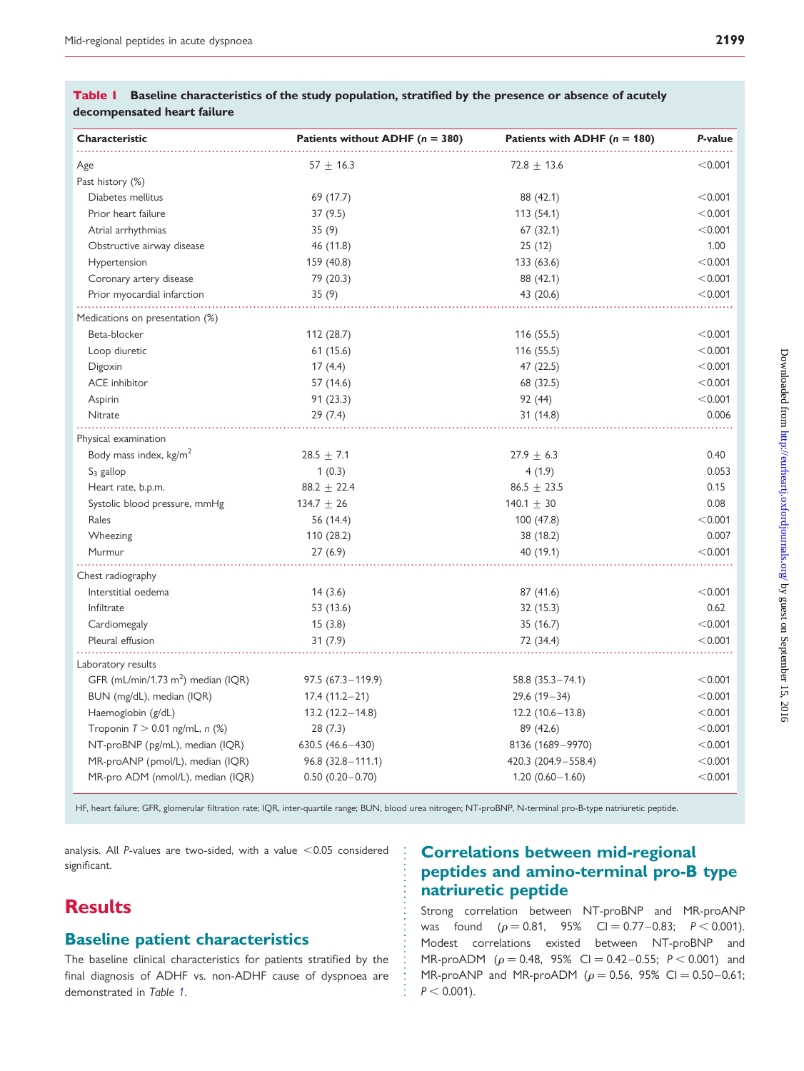**Table 1** Baseline characteristics of the study population, stratified by the presence or absence of acutely decompensated heart failure

| Characteristic | Patients without ADHF ($n$ = 380) | Patients with ADHF ($n$ = 180) | $P$-value |
|---|---|---|---|
| Age | 57 ± 16.3 | 72.8 ± 13.6 | <0.001 |
| Past history (%) | | | |
| Diabetes mellitus | 69 (17.7) | 88 (42.1) | <0.001 |
| Prior heart failure | 37 (9.5) | 113 (54.1) | <0.001 |
| Atrial arrhythmias | 35 (9) | 67 (32.1) | <0.001 |
| Obstructive airway disease | 46 (11.8) | 25 (12) | 1.00 |
| Hypertension | 159 (40.8) | 133 (63.6) | <0.001 |
| Coronary artery disease | 79 (20.3) | 88 (42.1) | <0.001 |
| Prior myocardial infarction | 35 (9) | 43 (20.6) | <0.001 |
| Medications on presentation (%) | | | |
| Beta-blocker | 112 (28.7) | 116 (55.5) | <0.001 |
| Loop diuretic | 61 (15.6) | 116 (55.5) | <0.001 |
| Digoxin | 17 (4.4) | 47 (22.5) | <0.001 |
| ACE inhibitor | 57 (14.6) | 68 (32.5) | <0.001 |
| Aspirin | 91 (23.3) | 92 (44) | <0.001 |
| Nitrate | 29 (7.4) | 31 (14.8) | 0.006 |
| Physical examination | | | |
| Body mass index, kg/m$^2$ | 28.5 ± 7.1 | 27.9 ± 6.3 | 0.40 |
| $S_3$ gallop | 1 (0.3) | 4 (1.9) | 0.053 |
| Heart rate, b.p.m. | 88.2 ± 22.4 | 86.5 ± 23.5 | 0.15 |
| Systolic blood pressure, mmHg | 134.7 ± 26 | 140.1 ± 30 | 0.08 |
| Rales | 56 (14.4) | 100 (47.8) | <0.001 |
| Wheezing | 110 (28.2) | 38 (18.2) | 0.007 |
| Murmur | 27 (6.9) | 40 (19.1) | <0.001 |
| Chest radiography | | | |
| Interstitial oedema | 14 (3.6) | 87 (41.6) | <0.001 |
| Infiltrate | 53 (13.6) | 32 (15.3) | 0.62 |
| Cardiomegaly | 15 (3.8) | 35 (16.7) | <0.001 |
| Pleural effusion | 31 (7.9) | 72 (34.4) | <0.001 |
| Laboratory results | | | |
| GFR (mL/min/1.73 m$^2$) median (IQR) | 97.5 (67.3–119.9) | 58.8 (35.3–74.1) | <0.001 |
| BUN (mg/dL), median (IQR) | 17.4 (11.2–21) | 29.6 (19–34) | <0.001 |
| Haemoglobin (g/dL) | 13.2 (12.2–14.8) | 12.2 (10.6–13.8) | <0.001 |
| Troponin $T > 0.01$ ng/mL, $n$ (%) | 28 (7.3) | 89 (42.6) | <0.001 |
| NT-proBNP (pg/mL), median (IQR) | 630.5 (46.6–430) | 8136 (1689–9970) | <0.001 |
| MR-proANP (pmol/L), median (IQR) | 96.8 (32.8–111.1) | 420.3 (204.9–558.4) | <0.001 |
| MR-pro ADM (nmol/L), median (IQR) | 0.50 (0.20–0.70) | 1.20 (0.60–1.60) | <0.001 |

HF, heart failure; GFR, glomerular filtration rate; IQR, inter-quartile range; BUN, blood urea nitrogen; NT-proBNP, N-terminal pro-B-type natriuretic peptide.

analysis. All $P$-values are two-sided, with a value <0.05 considered significant.

# Results

## Baseline patient characteristics

The baseline clinical characteristics for patients stratified by the final diagnosis of ADHF vs. non-ADHF cause of dyspnoea are demonstrated in *Table 1*.

## Correlations between mid-regional peptides and amino-terminal pro-B type natriuretic peptide

Strong correlation between NT-proBNP and MR-proANP was found ($\rho = 0.81$, 95% CI = 0.77–0.83; $P < 0.001$). Modest correlations existed between NT-proBNP and MR-proADM ($\rho = 0.48$, 95% CI = 0.42–0.55; $P < 0.001$) and MR-proANP and MR-proADM ($\rho = 0.56$, 95% CI = 0.50–0.61; $P < 0.001$).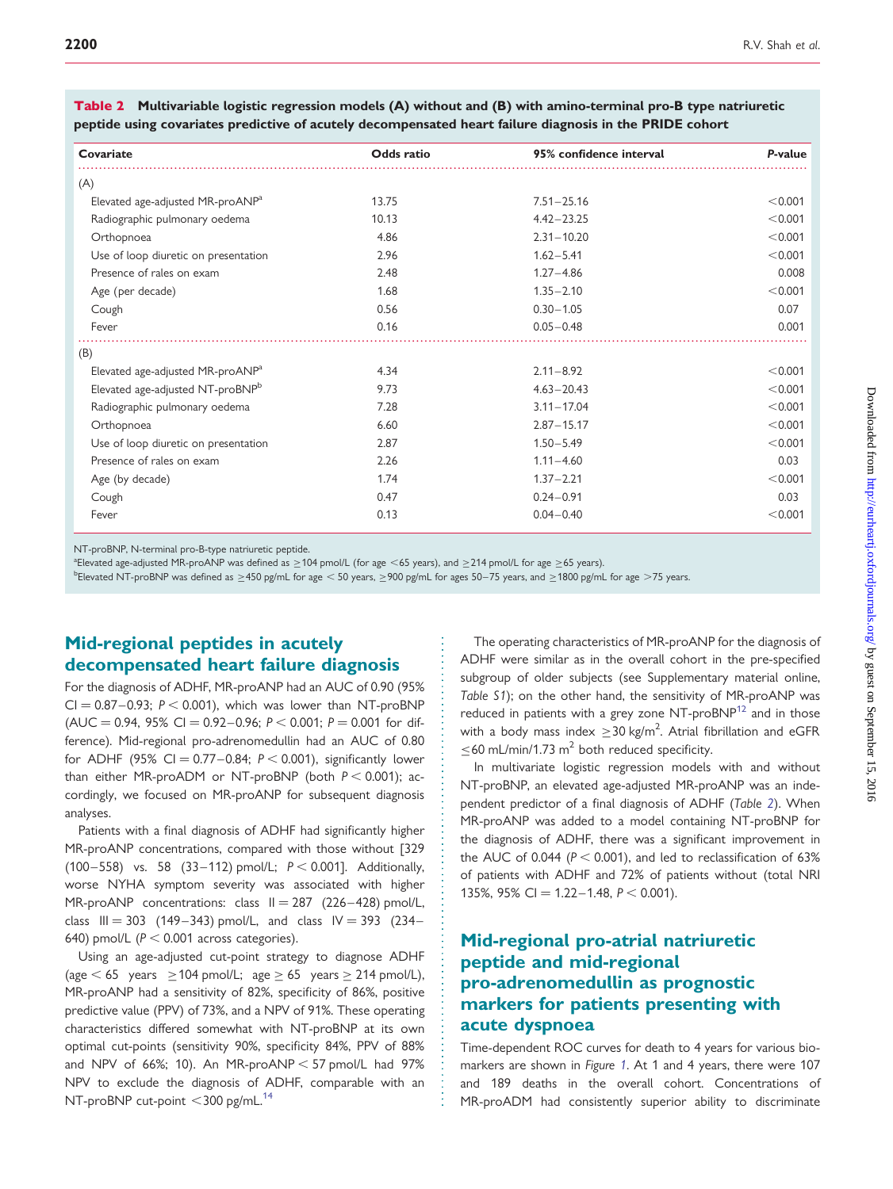**Table 2** Multivariable logistic regression models (A) without and (B) with amino-terminal pro-B type natriuretic peptide using covariates predictive of acutely decompensated heart failure diagnosis in the PRIDE cohort

| Covariate | Odds ratio | 95% confidence interval | P-value |
|---|---|---|---|
| (A) | | | |
| Elevated age-adjusted MR-proANP[a] | 13.75 | 7.51–25.16 | <0.001 |
| Radiographic pulmonary oedema | 10.13 | 4.42–23.25 | <0.001 |
| Orthopnoea | 4.86 | 2.31–10.20 | <0.001 |
| Use of loop diuretic on presentation | 2.96 | 1.62–5.41 | <0.001 |
| Presence of rales on exam | 2.48 | 1.27–4.86 | 0.008 |
| Age (per decade) | 1.68 | 1.35–2.10 | <0.001 |
| Cough | 0.56 | 0.30–1.05 | 0.07 |
| Fever | 0.16 | 0.05–0.48 | 0.001 |
| (B) | | | |
| Elevated age-adjusted MR-proANP[a] | 4.34 | 2.11–8.92 | <0.001 |
| Elevated age-adjusted NT-proBNP[b] | 9.73 | 4.63–20.43 | <0.001 |
| Radiographic pulmonary oedema | 7.28 | 3.11–17.04 | <0.001 |
| Orthopnoea | 6.60 | 2.87–15.17 | <0.001 |
| Use of loop diuretic on presentation | 2.87 | 1.50–5.49 | <0.001 |
| Presence of rales on exam | 2.26 | 1.11–4.60 | 0.03 |
| Age (by decade) | 1.74 | 1.37–2.21 | <0.001 |
| Cough | 0.47 | 0.24–0.91 | 0.03 |
| Fever | 0.13 | 0.04–0.40 | <0.001 |

NT-proBNP, N-terminal pro-B-type natriuretic peptide.

[a]Elevated age-adjusted MR-proANP was defined as ≥104 pmol/L (for age <65 years), and ≥214 pmol/L for age ≥65 years).

[b]Elevated NT-proBNP was defined as ≥450 pg/mL for age < 50 years, ≥900 pg/mL for ages 50–75 years, and ≥1800 pg/mL for age >75 years.

## Mid-regional peptides in acutely decompensated heart failure diagnosis

For the diagnosis of ADHF, MR-proANP had an AUC of 0.90 (95% CI = 0.87–0.93; $P < 0.001$), which was lower than NT-proBNP (AUC = 0.94, 95% CI = 0.92–0.96; $P < 0.001$; $P = 0.001$ for difference). Mid-regional pro-adrenomedullin had an AUC of 0.80 for ADHF (95% CI = 0.77–0.84; $P < 0.001$), significantly lower than either MR-proADM or NT-proBNP (both $P < 0.001$); accordingly, we focused on MR-proANP for subsequent diagnosis analyses.

Patients with a final diagnosis of ADHF had significantly higher MR-proANP concentrations, compared with those without [329 (100–558) vs. 58 (33–112) pmol/L; $P < 0.001$]. Additionally, worse NYHA symptom severity was associated with higher MR-proANP concentrations: class II = 287 (226–428) pmol/L, class III = 303 (149–343) pmol/L, and class IV = 393 (234–640) pmol/L ($P < 0.001$ across categories).

Using an age-adjusted cut-point strategy to diagnose ADHF (age < 65 years ≥104 pmol/L; age ≥ 65 years ≥ 214 pmol/L), MR-proANP had a sensitivity of 82%, specificity of 86%, positive predictive value (PPV) of 73%, and a NPV of 91%. These operating characteristics differed somewhat with NT-proBNP at its own optimal cut-points (sensitivity 90%, specificity 84%, PPV of 88% and NPV of 66%; 10). An MR-proANP < 57 pmol/L had 97% NPV to exclude the diagnosis of ADHF, comparable with an NT-proBNP cut-point <300 pg/mL.[14]

The operating characteristics of MR-proANP for the diagnosis of ADHF were similar as in the overall cohort in the pre-specified subgroup of older subjects (see Supplementary material online, *Table S1*); on the other hand, the sensitivity of MR-proANP was reduced in patients with a grey zone NT-proBNP[12] and in those with a body mass index ≥30 kg/m$^2$. Atrial fibrillation and eGFR ≤60 mL/min/1.73 m$^2$ both reduced specificity.

In multivariate logistic regression models with and without NT-proBNP, an elevated age-adjusted MR-proANP was an independent predictor of a final diagnosis of ADHF (*Table 2*). When MR-proANP was added to a model containing NT-proBNP for the diagnosis of ADHF, there was a significant improvement in the AUC of 0.044 ($P < 0.001$), and led to reclassification of 63% of patients with ADHF and 72% of patients without (total NRI 135%, 95% CI = 1.22–1.48, $P < 0.001$).

## Mid-regional pro-atrial natriuretic peptide and mid-regional pro-adrenomedullin as prognostic markers for patients presenting with acute dyspnoea

Time-dependent ROC curves for death to 4 years for various biomarkers are shown in *Figure 1*. At 1 and 4 years, there were 107 and 189 deaths in the overall cohort. Concentrations of MR-proADM had consistently superior ability to discriminate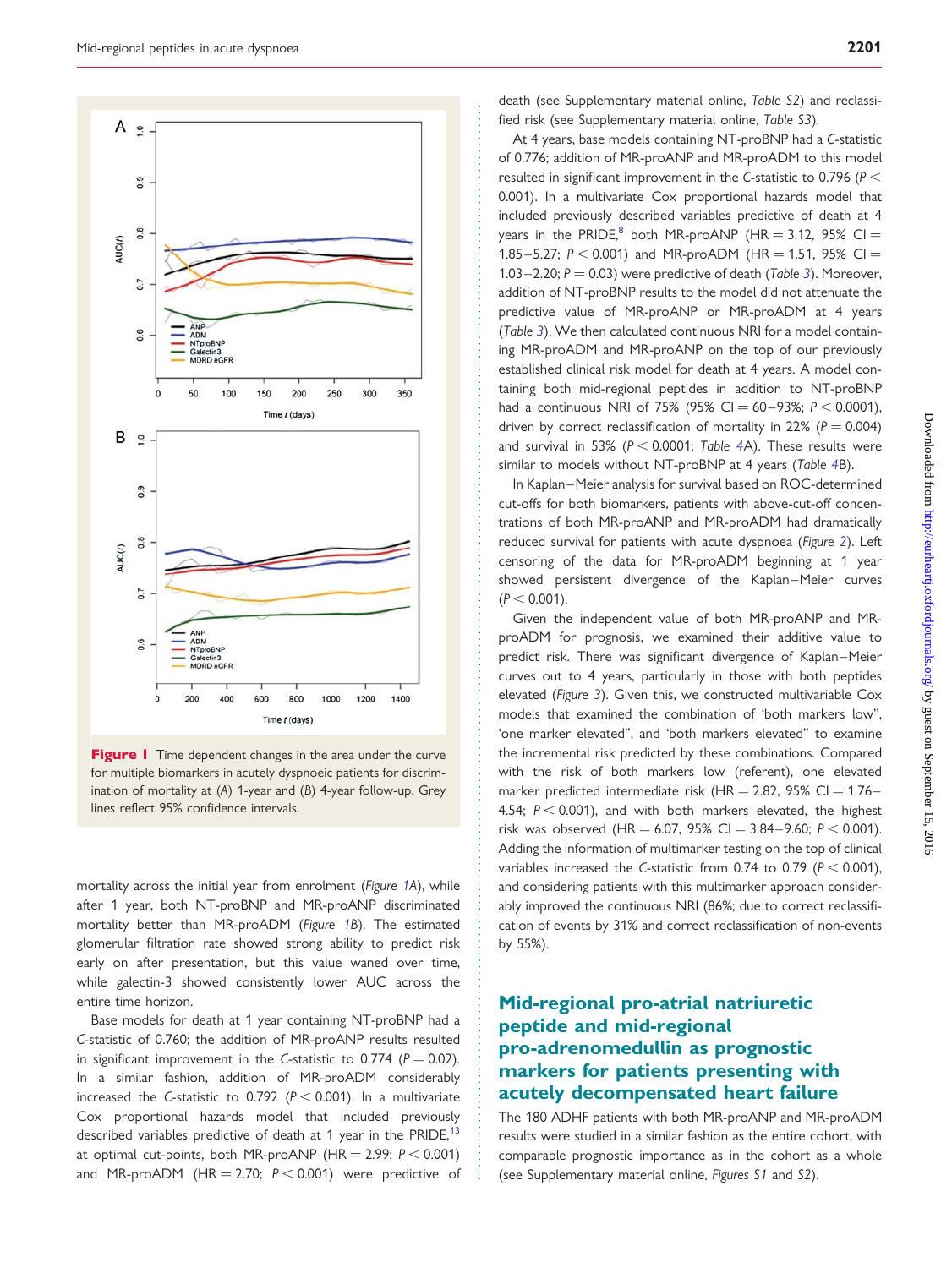Figure 1 Time dependent changes in the area under the curve for multiple biomarkers in acutely dyspnoeic patients for discrimination of mortality at (A) 1-year and (B) 4-year follow-up. Grey lines reflect 95% confidence intervals.

mortality across the initial year from enrolment (Figure 1A), while after 1 year, both NT-proBNP and MR-proANP discriminated mortality better than MR-proADM (Figure 1B). The estimated glomerular filtration rate showed strong ability to predict risk early on after presentation, but this value waned over time, while galectin-3 showed consistently lower AUC across the entire time horizon.

Base models for death at 1 year containing NT-proBNP had a C-statistic of 0.760; the addition of MR-proANP results resulted in significant improvement in the C-statistic to 0.774 ($P = 0.02$). In a similar fashion, addition of MR-proADM considerably increased the C-statistic to 0.792 ($P < 0.001$). In a multivariate Cox proportional hazards model that included previously described variables predictive of death at 1 year in the PRIDE,[13] at optimal cut-points, both MR-proANP (HR = 2.99; $P < 0.001$) and MR-proADM (HR = 2.70; $P < 0.001$) were predictive of death (see Supplementary material online, Table S2) and reclassified risk (see Supplementary material online, Table S3).

At 4 years, base models containing NT-proBNP had a C-statistic of 0.776; addition of MR-proANP and MR-proADM to this model resulted in significant improvement in the C-statistic to 0.796 ($P < 0.001$). In a multivariate Cox proportional hazards model that included previously described variables predictive of death at 4 years in the PRIDE,[8] both MR-proANP (HR = 3.12, 95% CI = 1.85–5.27; $P < 0.001$) and MR-proADM (HR = 1.51, 95% CI = 1.03–2.20; $P = 0.03$) were predictive of death (Table 3). Moreover, addition of NT-proBNP results to the model did not attenuate the predictive value of MR-proANP or MR-proADM at 4 years (Table 3). We then calculated continuous NRI for a model containing MR-proADM and MR-proANP on the top of our previously established clinical risk model for death at 4 years. A model containing both mid-regional peptides in addition to NT-proBNP had a continuous NRI of 75% (95% CI = 60–93%; $P < 0.0001$), driven by correct reclassification of mortality in 22% ($P = 0.004$) and survival in 53% ($P < 0.0001$; Table 4A). These results were similar to models without NT-proBNP at 4 years (Table 4B).

In Kaplan–Meier analysis for survival based on ROC-determined cut-offs for both biomarkers, patients with above-cut-off concentrations of both MR-proANP and MR-proADM had dramatically reduced survival for patients with acute dyspnoea (Figure 2). Left censoring of the data for MR-proADM beginning at 1 year showed persistent divergence of the Kaplan–Meier curves ($P < 0.001$).

Given the independent value of both MR-proANP and MR-proADM for prognosis, we examined their additive value to predict risk. There was significant divergence of Kaplan–Meier curves out to 4 years, particularly in those with both peptides elevated (Figure 3). Given this, we constructed multivariable Cox models that examined the combination of 'both markers low", 'one marker elevated", and 'both markers elevated" to examine the incremental risk predicted by these combinations. Compared with the risk of both markers low (referent), one elevated marker predicted intermediate risk (HR = 2.82, 95% CI = 1.76–4.54; $P < 0.001$), and with both markers elevated, the highest risk was observed (HR = 6.07, 95% CI = 3.84–9.60; $P < 0.001$). Adding the information of multimarker testing on the top of clinical variables increased the C-statistic from 0.74 to 0.79 ($P < 0.001$), and considering patients with this multimarker approach considerably improved the continuous NRI (86%; due to correct reclassification of events by 31% and correct reclassification of non-events by 55%).

## Mid-regional pro-atrial natriuretic peptide and mid-regional pro-adrenomedullin as prognostic markers for patients presenting with acutely decompensated heart failure

The 180 ADHF patients with both MR-proANP and MR-proADM results were studied in a similar fashion as the entire cohort, with comparable prognostic importance as in the cohort as a whole (see Supplementary material online, Figures S1 and S2).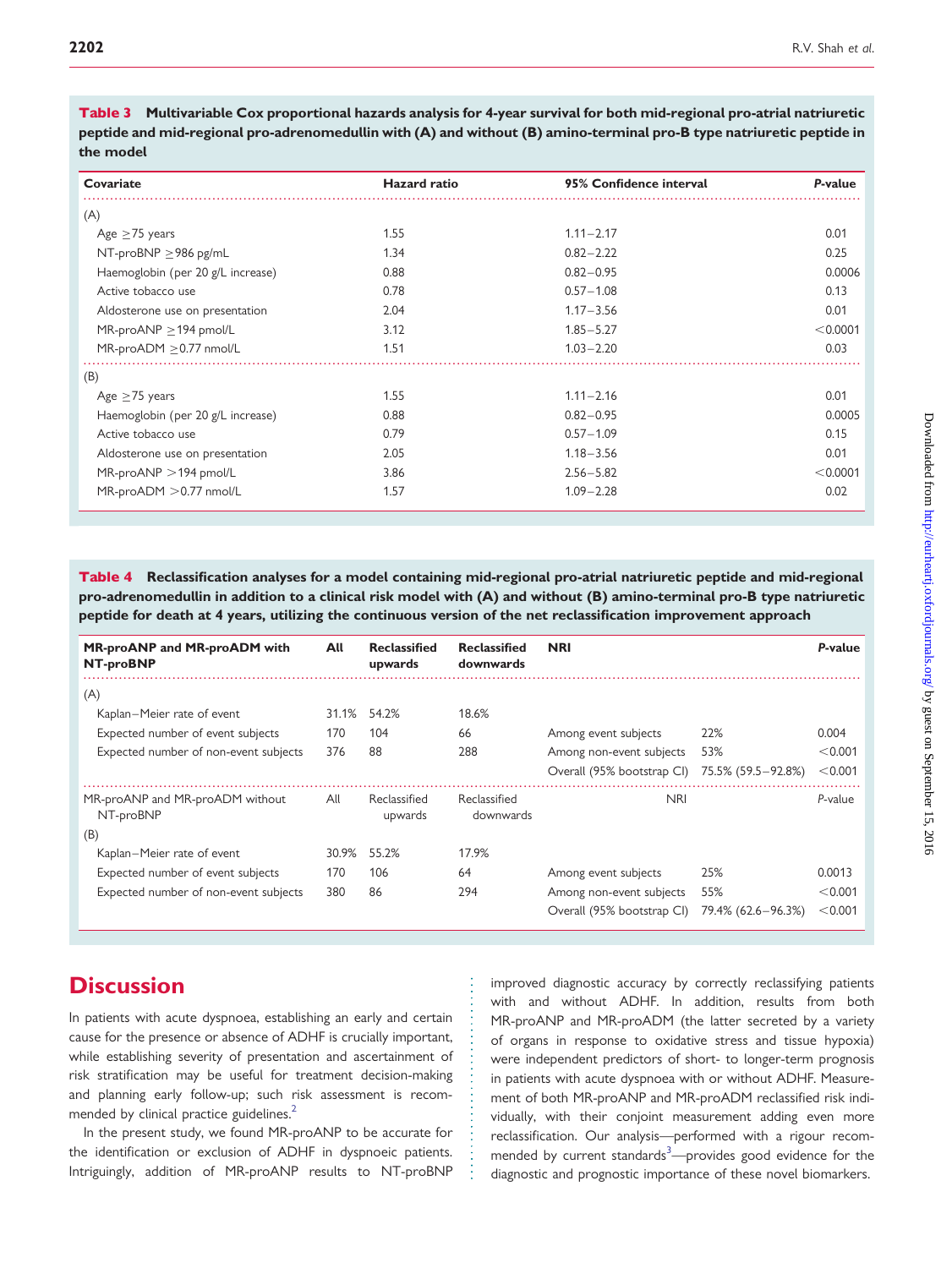**Table 3** Multivariable Cox proportional hazards analysis for 4-year survival for both mid-regional pro-atrial natriuretic peptide and mid-regional pro-adrenomedullin with (A) and without (B) amino-terminal pro-B type natriuretic peptide in the model

| Covariate | Hazard ratio | 95% Confidence interval | *P*-value |
|---|---|---|---|
| (A) | | | |
| Age ≥75 years | 1.55 | 1.11–2.17 | 0.01 |
| NT-proBNP ≥986 pg/mL | 1.34 | 0.82–2.22 | 0.25 |
| Haemoglobin (per 20 g/L increase) | 0.88 | 0.82–0.95 | 0.0006 |
| Active tobacco use | 0.78 | 0.57–1.08 | 0.13 |
| Aldosterone use on presentation | 2.04 | 1.17–3.56 | 0.01 |
| MR-proANP ≥194 pmol/L | 3.12 | 1.85–5.27 | <0.0001 |
| MR-proADM ≥0.77 nmol/L | 1.51 | 1.03–2.20 | 0.03 |
| (B) | | | |
| Age ≥75 years | 1.55 | 1.11–2.16 | 0.01 |
| Haemoglobin (per 20 g/L increase) | 0.88 | 0.82–0.95 | 0.0005 |
| Active tobacco use | 0.79 | 0.57–1.09 | 0.15 |
| Aldosterone use on presentation | 2.05 | 1.18–3.56 | 0.01 |
| MR-proANP >194 pmol/L | 3.86 | 2.56–5.82 | <0.0001 |
| MR-proADM >0.77 nmol/L | 1.57 | 1.09–2.28 | 0.02 |

**Table 4** Reclassification analyses for a model containing mid-regional pro-atrial natriuretic peptide and mid-regional pro-adrenomedullin in addition to a clinical risk model with (A) and without (B) amino-terminal pro-B type natriuretic peptide for death at 4 years, utilizing the continuous version of the net reclassification improvement approach

| MR-proANP and MR-proADM with NT-proBNP | All | Reclassified upwards | Reclassified downwards | NRI | | *P*-value |
|---|---|---|---|---|---|---|
| (A) | | | | | | |
| Kaplan–Meier rate of event | 31.1% | 54.2% | 18.6% | | | |
| Expected number of event subjects | 170 | 104 | 66 | Among event subjects | 22% | 0.004 |
| Expected number of non-event subjects | 376 | 88 | 288 | Among non-event subjects | 53% | <0.001 |
| | | | | Overall (95% bootstrap CI) | 75.5% (59.5–92.8%) | <0.001 |
| MR-proANP and MR-proADM without NT-proBNP | All | Reclassified upwards | Reclassified downwards | NRI | | *P*-value |
| (B) | | | | | | |
| Kaplan–Meier rate of event | 30.9% | 55.2% | 17.9% | | | |
| Expected number of event subjects | 170 | 106 | 64 | Among event subjects | 25% | 0.0013 |
| Expected number of non-event subjects | 380 | 86 | 294 | Among non-event subjects | 55% | <0.001 |
| | | | | Overall (95% bootstrap CI) | 79.4% (62.6–96.3%) | <0.001 |

# Discussion

In patients with acute dyspnoea, establishing an early and certain cause for the presence or absence of ADHF is crucially important, while establishing severity of presentation and ascertainment of risk stratification may be useful for treatment decision-making and planning early follow-up; such risk assessment is recommended by clinical practice guidelines.[2]

In the present study, we found MR-proANP to be accurate for the identification or exclusion of ADHF in dyspnoeic patients. Intriguingly, addition of MR-proANP results to NT-proBNP improved diagnostic accuracy by correctly reclassifying patients with and without ADHF. In addition, results from both MR-proANP and MR-proADM (the latter secreted by a variety of organs in response to oxidative stress and tissue hypoxia) were independent predictors of short- to longer-term prognosis in patients with acute dyspnoea with or without ADHF. Measurement of both MR-proANP and MR-proADM reclassified risk individually, with their conjoint measurement adding even more reclassification. Our analysis—performed with a rigour recommended by current standards[3]—provides good evidence for the diagnostic and prognostic importance of these novel biomarkers.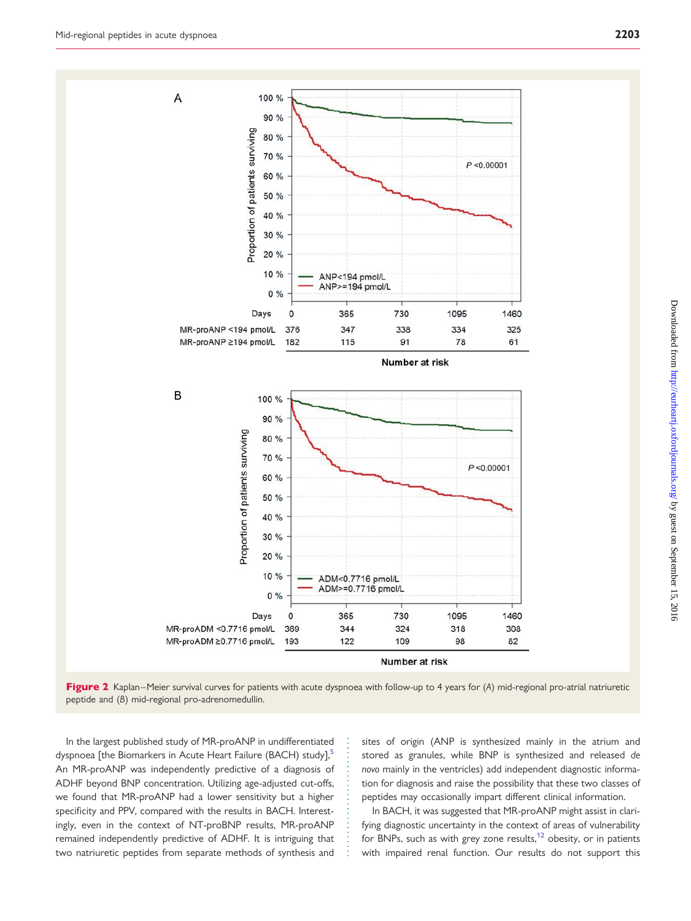| Days | 0 | 365 | 730 | 1095 | 1460 |
|---|---|---|---|---|---|
| MR-proANP <194 pmol/L | 376 | 347 | 338 | 334 | 325 |
| MR-proANP ≥194 pmol/L | 182 | 115 | 91 | 78 | 61 |

Number at risk

| Days | 0 | 365 | 730 | 1095 | 1460 |
|---|---|---|---|---|---|
| MR-proADM <0.7716 pmol/L | 369 | 344 | 324 | 318 | 308 |
| MR-proADM ≥0.7716 pmol/L | 193 | 122 | 109 | 98 | 82 |

Number at risk

**Figure 2** Kaplan–Meier survival curves for patients with acute dyspnoea with follow-up to 4 years for (A) mid-regional pro-atrial natriuretic peptide and (B) mid-regional pro-adrenomedullin.

In the largest published study of MR-proANP in undifferentiated dyspnoea [the Biomarkers in Acute Heart Failure (BACH) study],[5] An MR-proANP was independently predictive of a diagnosis of ADHF beyond BNP concentration. Utilizing age-adjusted cut-offs, we found that MR-proANP had a lower sensitivity but a higher specificity and PPV, compared with the results in BACH. Interestingly, even in the context of NT-proBNP results, MR-proANP remained independently predictive of ADHF. It is intriguing that two natriuretic peptides from separate methods of synthesis and sites of origin (ANP is synthesized mainly in the atrium and stored as granules, while BNP is synthesized and released *de novo* mainly in the ventricles) add independent diagnostic information for diagnosis and raise the possibility that these two classes of peptides may occasionally impart different clinical information.

In BACH, it was suggested that MR-proANP might assist in clarifying diagnostic uncertainty in the context of areas of vulnerability for BNPs, such as with grey zone results,[12] obesity, or in patients with impaired renal function. Our results do not support this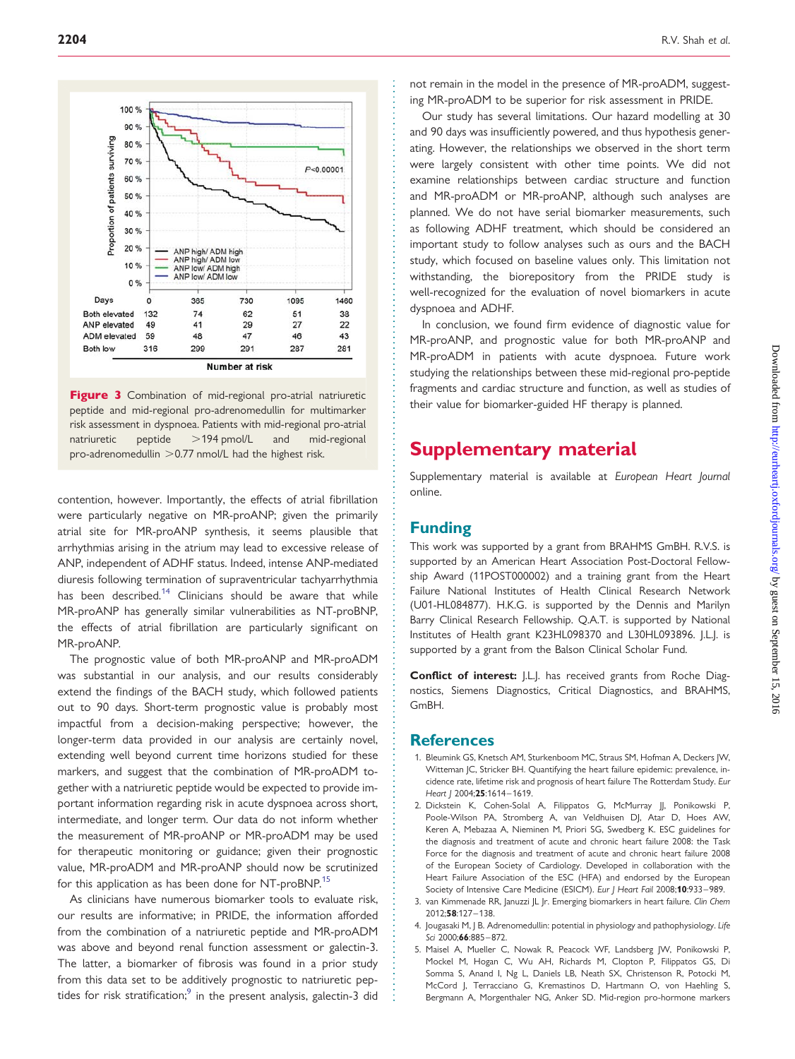Figure 3 Combination of mid-regional pro-atrial natriuretic peptide and mid-regional pro-adrenomedullin for multimarker risk assessment in dyspnoea. Patients with mid-regional pro-atrial natriuretic peptide >194 pmol/L and mid-regional pro-adrenomedullin >0.77 nmol/L had the highest risk.

| Days | 0 | 365 | 730 | 1095 | 1460 |
|---|---|---|---|---|---|
| Both elevated | 132 | 74 | 62 | 51 | 38 |
| ANP elevated | 49 | 41 | 29 | 27 | 22 |
| ADM elevated | 59 | 48 | 47 | 46 | 43 |
| Both low | 316 | 299 | 291 | 287 | 281 |

contention, however. Importantly, the effects of atrial fibrillation were particularly negative on MR-proANP; given the primarily atrial site for MR-proANP synthesis, it seems plausible that arrhythmias arising in the atrium may lead to excessive release of ANP, independent of ADHF status. Indeed, intense ANP-mediated diuresis following termination of supraventricular tachyarrhythmia has been described.[14] Clinicians should be aware that while MR-proANP has generally similar vulnerabilities as NT-proBNP, the effects of atrial fibrillation are particularly significant on MR-proANP.

The prognostic value of both MR-proANP and MR-proADM was substantial in our analysis, and our results considerably extend the findings of the BACH study, which followed patients out to 90 days. Short-term prognostic value is probably most impactful from a decision-making perspective; however, the longer-term data provided in our analysis are certainly novel, extending well beyond current time horizons studied for these markers, and suggest that the combination of MR-proADM together with a natriuretic peptide would be expected to provide important information regarding risk in acute dyspnoea across short, intermediate, and longer term. Our data do not inform whether the measurement of MR-proANP or MR-proADM may be used for therapeutic monitoring or guidance; given their prognostic value, MR-proADM and MR-proANP should now be scrutinized for this application as has been done for NT-proBNP.[15]

As clinicians have numerous biomarker tools to evaluate risk, our results are informative; in PRIDE, the information afforded from the combination of a natriuretic peptide and MR-proADM was above and beyond renal function assessment or galectin-3. The latter, a biomarker of fibrosis was found in a prior study from this data set to be additively prognostic to natriuretic peptides for risk stratification;[9] in the present analysis, galectin-3 did not remain in the model in the presence of MR-proADM, suggesting MR-proADM to be superior for risk assessment in PRIDE.

Our study has several limitations. Our hazard modelling at 30 and 90 days was insufficiently powered, and thus hypothesis generating. However, the relationships we observed in the short term were largely consistent with other time points. We did not examine relationships between cardiac structure and function and MR-proADM or MR-proANP, although such analyses are planned. We do not have serial biomarker measurements, such as following ADHF treatment, which should be considered an important study to follow analyses such as ours and the BACH study, which focused on baseline values only. This limitation not withstanding, the biorepository from the PRIDE study is well-recognized for the evaluation of novel biomarkers in acute dyspnoea and ADHF.

In conclusion, we found firm evidence of diagnostic value for MR-proANP, and prognostic value for both MR-proANP and MR-proADM in patients with acute dyspnoea. Future work studying the relationships between these mid-regional pro-peptide fragments and cardiac structure and function, as well as studies of their value for biomarker-guided HF therapy is planned.

# Supplementary material

Supplementary material is available at *European Heart Journal* online.

## Funding

This work was supported by a grant from BRAHMS GmbH. R.V.S. is supported by an American Heart Association Post-Doctoral Fellowship Award (11POST000002) and a training grant from the Heart Failure National Institutes of Health Clinical Research Network (U01-HL084877). H.K.G. is supported by the Dennis and Marilyn Barry Clinical Research Fellowship. Q.A.T. is supported by National Institutes of Health grant K23HL098370 and L30HL093896. J.L.J. is supported by a grant from the Balson Clinical Scholar Fund.

**Conflict of interest:** J.L.J. has received grants from Roche Diagnostics, Siemens Diagnostics, Critical Diagnostics, and BRAHMS, GmBH.

## References

1. Bleumink GS, Knetsch AM, Sturkenboom MC, Straus SM, Hofman A, Deckers JW, Witteman JC, Stricker BH. Quantifying the heart failure epidemic: prevalence, incidence rate, lifetime risk and prognosis of heart failure The Rotterdam Study. *Eur Heart J* 2004;**25**:1614–1619.
2. Dickstein K, Cohen-Solal A, Filippatos G, McMurray JJ, Ponikowski P, Poole-Wilson PA, Stromberg A, van Veldhuisen DJ, Atar D, Hoes AW, Keren A, Mebazaa A, Nieminen M, Priori SG, Swedberg K. ESC guidelines for the diagnosis and treatment of acute and chronic heart failure 2008: the Task Force for the diagnosis and treatment of acute and chronic heart failure 2008 of the European Society of Cardiology. Developed in collaboration with the Heart Failure Association of the ESC (HFA) and endorsed by the European Society of Intensive Care Medicine (ESICM). *Eur J Heart Fail* 2008;**10**:933–989.
3. van Kimmenade RR, Januzzi JL Jr. Emerging biomarkers in heart failure. *Clin Chem* 2012;**58**:127–138.
4. Jougasaki M, J B. Adrenomedullin: potential in physiology and pathophysiology. *Life Sci* 2000;**66**:885–872.
5. Maisel A, Mueller C, Nowak R, Peacock WF, Landsberg JW, Ponikowski P, Mockel M, Hogan C, Wu AH, Richards M, Clopton P, Filippatos GS, Di Somma S, Anand I, Ng L, Daniels LB, Neath SX, Christenson R, Potocki M, McCord J, Terracciano G, Kremastinos D, Hartmann O, von Haehling S, Bergmann A, Morgenthaler NG, Anker SD. Mid-region pro-hormone markers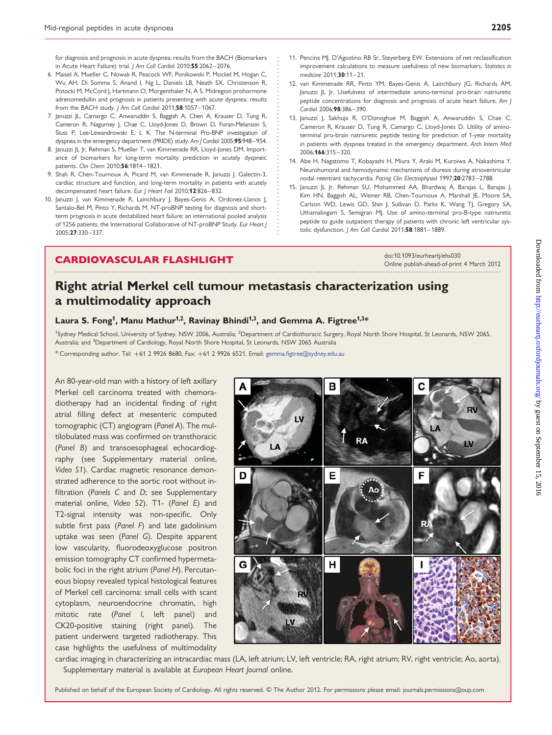for diagnosis and prognosis in acute dyspnea: results from the BACH (Biomarkers in Acute Heart Failure) trial. *J Am Coll Cardiol* 2010;**55**:2062–2076.

6. Maisel A, Mueller C, Nowak R, Peacock WF, Ponikowski P, Mockel M, Hogan C, Wu AH, Di Somma S, Anand I, Ng L, Daniels LB, Neath SX, Christenson R, Potocki M, McCord J, Hartmann O, Morgenthaler N, A S. Midregion prohormone adrenomedullin and prognosis in patients presenting with acute dyspnea: results from the BACH study. *J Am Coll Cardiol* 2011;**58**:1057–1067.
7. Januzzi JL, Camargo C, Anwaruddin S, Baggish A, Chen A, Krauser D, Tung R, Cameron R, Nagurney J, Chae C, Lloyd-Jones D, Brown D, Foran-Melanson S, Sluss P, Lee-Lewandrowski E, L K. The N-terminal Pro-BNP investigation of dyspnea in the emergency department (PRIDE) study. *Am J Cardiol* 2005;**95**:948–954.
8. Januzzi JL Jr, Rehman S, Mueller T, van Kimmenade RR, Lloyd-Jones DM. Importance of biomarkers for long-term mortality prediction in acutely dyspneic patients. *Clin Chem* 2010;**56**:1814–1821.
9. Shah R, Chen-Tournoux A, Picard M, van Kimmenade R, Januzzi J. Galectin-3, cardiac structure and function, and long-term mortality in patients with acutely decompensated heart failure. *Eur J Heart Fail* 2010;**12**:826–832.
10. Januzzi J, van Kimmenade R, Lainchbury J, Bayes-Genis A, Ordonez-Llanos J, Santalo-Bel M, Pinto Y, Richards M. NT-proBNP testing for diagnosis and short-term prognosis in acute destabilized heart failure: an international pooled analysis of 1256 patients: the International Collaborative of NT-proBNP Study. *Eur Heart J* 2005;**27**:330–337.
11. Pencina MJ, D'Agostino RB Sr, Steyerberg EW. Extensions of net reclassification improvement calculations to measure usefulness of new biomarkers. *Statistics in medicine* 2011;**30**:11–21.
12. van Kimmenade RR, Pinto YM, Bayes-Genis A, Lainchbury JG, Richards AM, Januzzi JL Jr. Usefulness of intermediate amino-terminal pro-brain natriuretic peptide concentrations for diagnosis and prognosis of acute heart failure. *Am J Cardiol* 2006;**98**:386–390.
13. Januzzi J, Sakhuja R, O'Donoghue M, Baggish A, Anwaruddin S, Chae C, Cameron R, Krauser D, Tung R, Camargo C, Lloyd-Jones D. Utility of amino-terminal pro-brain natriuretic peptide testing for prediction of 1-year mortality in patients with dyspnea treated in the emergency department. *Arch Intern Med* 2006;**166**:315–320.
14. Abe H, Nagatomo T, Kobayashi H, Miura Y, Araki M, Kuroiwa A, Nakashima Y. Neurohumoral and hemodynamic mechanisms of diuresis during atrioventricular nodal reentrant tachycardia. *Pacing Clin Electrophysiol* 1997;**20**:2783–2788.
15. Januzzi JL Jr, Rehman SU, Mohammed AA, Bhardwaj A, Barajas L, Barajas J, Kim HN, Baggish AL, Weiner RB, Chen-Tournoux A, Marshall JE, Moore SA, Carlson WD, Lewis GD, Shin J, Sullivan D, Parks K, Wang TJ, Gregory SA, Uthamalingam S, Semigran MJ. Use of amino-terminal pro-B-type natriuretic peptide to guide outpatient therapy of patients with chronic left ventricular systolic dysfunction. *J Am Coll Cardiol* 2011;**58**:1881–1889.

**CARDIOVASCULAR FLASHLIGHT**

doi:10.1093/eurheartj/ehs030
Online publish-ahead-of-print 4 March 2012

# Right atrial Merkel cell tumour metastasis characterization using a multimodality approach

**Laura S. Fong[1], Manu Mathur[1,2], Ravinay Bhindi[1,3], and Gemma A. Figtree[1,3]***

[1]Sydney Medical School, University of Sydney, NSW 2006, Australia; [2]Department of Cardiothoracic Surgery, Royal North Shore Hospital, St Leonards, NSW 2065, Australia; and [3]Department of Cardiology, Royal North Shore Hospital, St Leonards, NSW 2065 Australia

* Corresponding author. Tel: +61 2 9926 8680, Fax: +61 2 9926 6521, Email: gemma.figtree@sydney.edu.au

An 80-year-old man with a history of left axillary Merkel cell carcinoma treated with chemoradiotherapy had an incidental finding of right atrial filling defect at mesenteric computed tomographic (CT) angiogram (*Panel A*). The multilobulated mass was confirmed on transthoracic (*Panel B*) and transoesophageal echocardiography (see Supplementary material online, *Video S1*). Cardiac magnetic resonance demonstrated adherence to the aortic root without infiltration (*Panels C* and *D*; see Supplementary material online, *Video S2*). T1- (*Panel E*) and T2-signal intensity was non-specific. Only subtle first pass (*Panel F*) and late gadolinium uptake was seen (*Panel G*). Despite apparent low vascularity, fluorodeoxyglucose positron emission tomography CT confirmed hypermetabolic foci in the right atrium (*Panel H*). Percutaneous biopsy revealed typical histological features of Merkel cell carcinoma: small cells with scant cytoplasm, neuroendocrine chromatin, high mitotic rate (*Panel I*, left panel) and CK20-positive staining (right panel). The patient underwent targeted radiotherapy. This case highlights the usefulness of multimodality cardiac imaging in characterizing an intracardiac mass (LA, left atrium; LV, left ventricle; RA, right atrium; RV, right ventricle; Ao, aorta).

Supplementary material is available at *European Heart Journal* online.

Published on behalf of the European Society of Cardiology. All rights reserved. © The Author 2012. For permissions please email: journals.permissions@oup.com